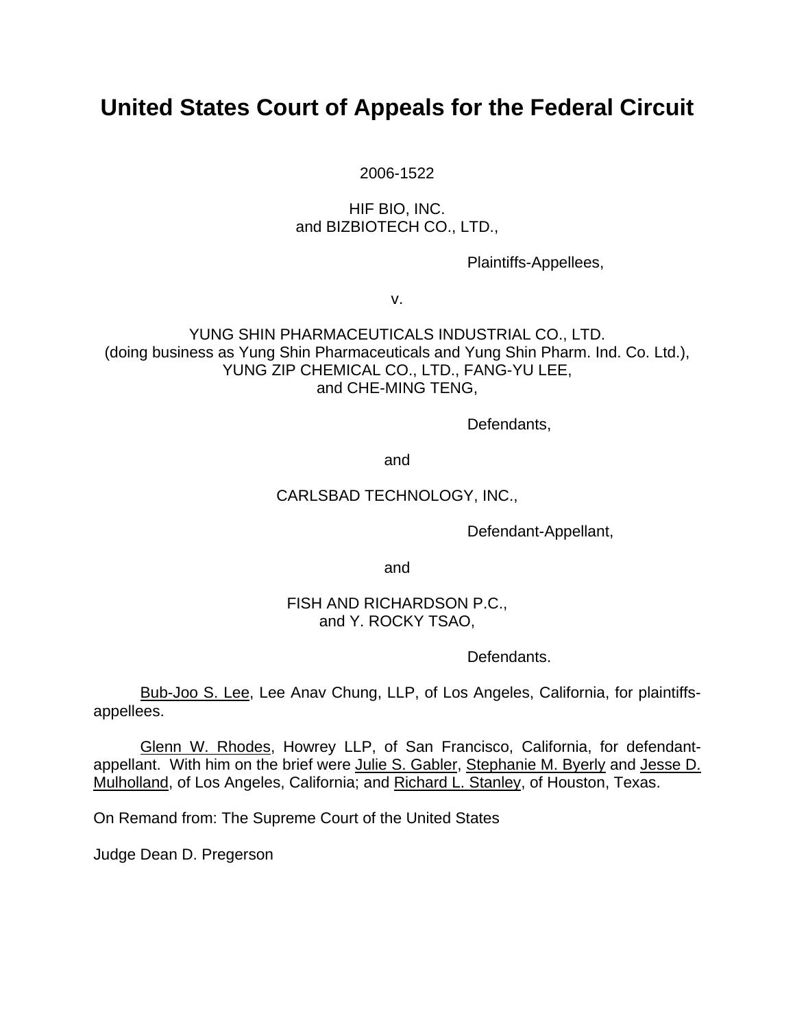# United States Court of Appeals for the Federal Circuit

2006-1522

HIF BIO, INC.
and BIZBIOTECH CO., LTD.,

Plaintiffs-Appellees,

v.

YUNG SHIN PHARMACEUTICALS INDUSTRIAL CO., LTD.
(doing business as Yung Shin Pharmaceuticals and Yung Shin Pharm. Ind. Co. Ltd.),
YUNG ZIP CHEMICAL CO., LTD., FANG-YU LEE,
and CHE-MING TENG,

Defendants,

and

CARLSBAD TECHNOLOGY, INC.,

Defendant-Appellant,

and

FISH AND RICHARDSON P.C.,
and Y. ROCKY TSAO,

Defendants.

Bub-Joo S. Lee, Lee Anav Chung, LLP, of Los Angeles, California, for plaintiffs-appellees.

Glenn W. Rhodes, Howrey LLP, of San Francisco, California, for defendant-appellant. With him on the brief were Julie S. Gabler, Stephanie M. Byerly and Jesse D. Mulholland, of Los Angeles, California; and Richard L. Stanley, of Houston, Texas.

On Remand from: The Supreme Court of the United States

Judge Dean D. Pregerson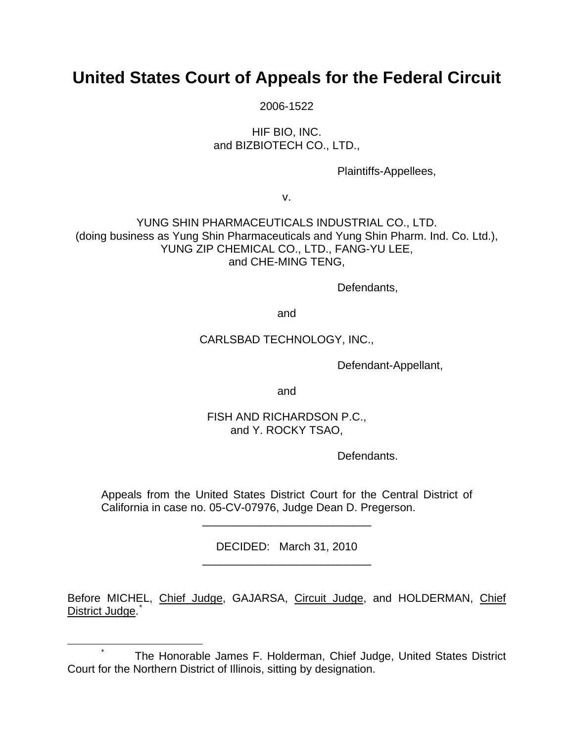# United States Court of Appeals for the Federal Circuit

2006-1522

HIF BIO, INC.
and BIZBIOTECH CO., LTD.,

Plaintiffs-Appellees,

v.

YUNG SHIN PHARMACEUTICALS INDUSTRIAL CO., LTD.
(doing business as Yung Shin Pharmaceuticals and Yung Shin Pharm. Ind. Co. Ltd.),
YUNG ZIP CHEMICAL CO., LTD., FANG-YU LEE,
and CHE-MING TENG,

Defendants,

and

CARLSBAD TECHNOLOGY, INC.,

Defendant-Appellant,

and

FISH AND RICHARDSON P.C.,
and Y. ROCKY TSAO,

Defendants.

Appeals from the United States District Court for the Central District of California in case no. 05-CV-07976, Judge Dean D. Pregerson.

---

DECIDED: March 31, 2010

---

Before MICHEL, Chief Judge, GAJARSA, Circuit Judge, and HOLDERMAN, Chief District Judge.*

---

* The Honorable James F. Holderman, Chief Judge, United States District Court for the Northern District of Illinois, sitting by designation.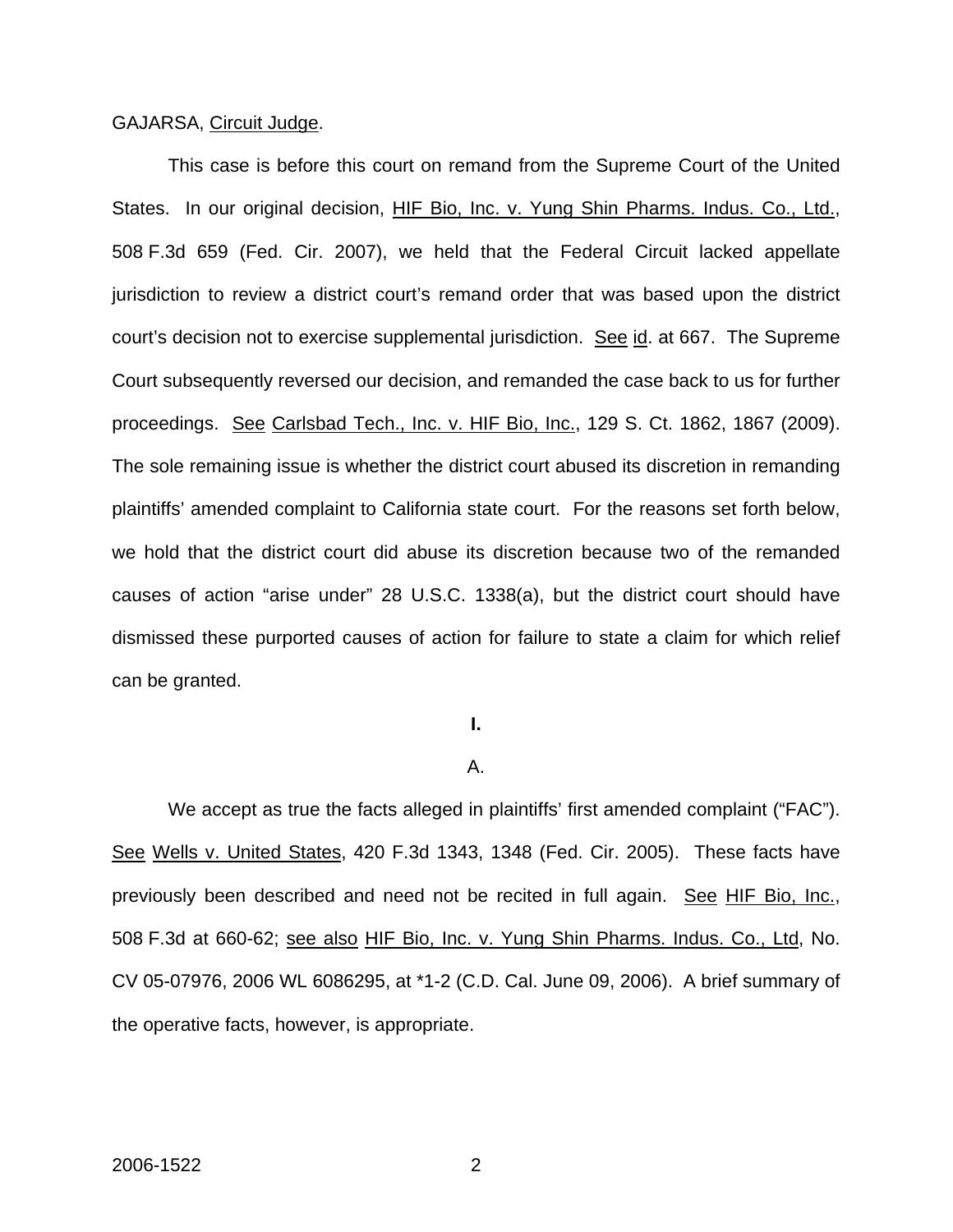GAJARSA, Circuit Judge.

This case is before this court on remand from the Supreme Court of the United States. In our original decision, HIF Bio, Inc. v. Yung Shin Pharms. Indus. Co., Ltd., 508 F.3d 659 (Fed. Cir. 2007), we held that the Federal Circuit lacked appellate jurisdiction to review a district court's remand order that was based upon the district court's decision not to exercise supplemental jurisdiction. See id. at 667. The Supreme Court subsequently reversed our decision, and remanded the case back to us for further proceedings. See Carlsbad Tech., Inc. v. HIF Bio, Inc., 129 S. Ct. 1862, 1867 (2009). The sole remaining issue is whether the district court abused its discretion in remanding plaintiffs' amended complaint to California state court. For the reasons set forth below, we hold that the district court did abuse its discretion because two of the remanded causes of action "arise under" 28 U.S.C. 1338(a), but the district court should have dismissed these purported causes of action for failure to state a claim for which relief can be granted.

## I.

### A.

We accept as true the facts alleged in plaintiffs' first amended complaint ("FAC"). See Wells v. United States, 420 F.3d 1343, 1348 (Fed. Cir. 2005). These facts have previously been described and need not be recited in full again. See HIF Bio, Inc., 508 F.3d at 660-62; see also HIF Bio, Inc. v. Yung Shin Pharms. Indus. Co., Ltd, No. CV 05-07976, 2006 WL 6086295, at *1-2 (C.D. Cal. June 09, 2006). A brief summary of the operative facts, however, is appropriate.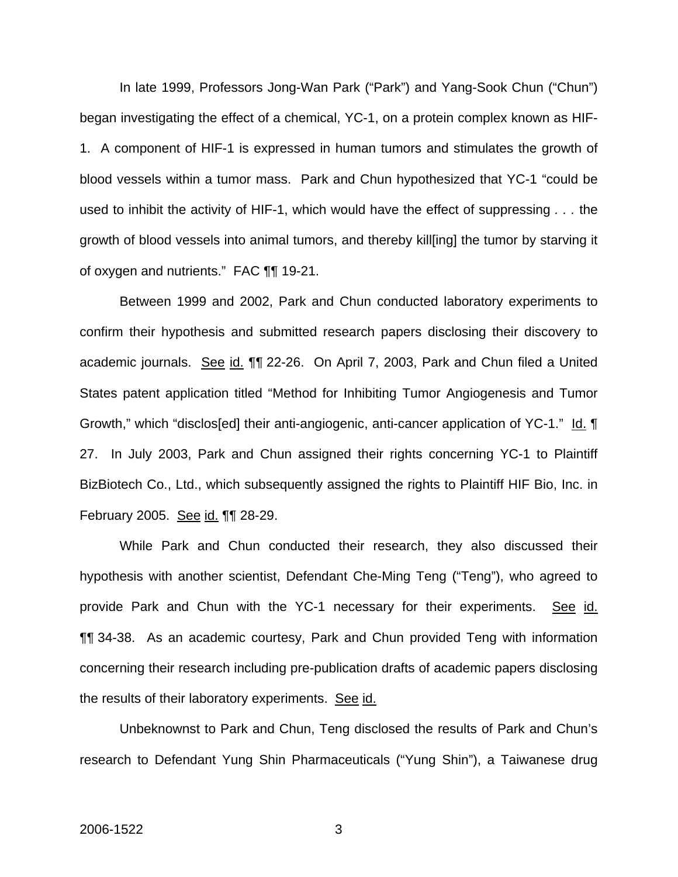In late 1999, Professors Jong-Wan Park ("Park") and Yang-Sook Chun ("Chun") began investigating the effect of a chemical, YC-1, on a protein complex known as HIF-1. A component of HIF-1 is expressed in human tumors and stimulates the growth of blood vessels within a tumor mass. Park and Chun hypothesized that YC-1 "could be used to inhibit the activity of HIF-1, which would have the effect of suppressing . . . the growth of blood vessels into animal tumors, and thereby kill[ing] the tumor by starving it of oxygen and nutrients." FAC ¶¶ 19-21.

Between 1999 and 2002, Park and Chun conducted laboratory experiments to confirm their hypothesis and submitted research papers disclosing their discovery to academic journals. See id. ¶¶ 22-26. On April 7, 2003, Park and Chun filed a United States patent application titled "Method for Inhibiting Tumor Angiogenesis and Tumor Growth," which "disclos[ed] their anti-angiogenic, anti-cancer application of YC-1." Id. ¶ 27. In July 2003, Park and Chun assigned their rights concerning YC-1 to Plaintiff BizBiotech Co., Ltd., which subsequently assigned the rights to Plaintiff HIF Bio, Inc. in February 2005. See id. ¶¶ 28-29.

While Park and Chun conducted their research, they also discussed their hypothesis with another scientist, Defendant Che-Ming Teng ("Teng"), who agreed to provide Park and Chun with the YC-1 necessary for their experiments. See id. ¶¶ 34-38. As an academic courtesy, Park and Chun provided Teng with information concerning their research including pre-publication drafts of academic papers disclosing the results of their laboratory experiments. See id.

Unbeknownst to Park and Chun, Teng disclosed the results of Park and Chun's research to Defendant Yung Shin Pharmaceuticals ("Yung Shin"), a Taiwanese drug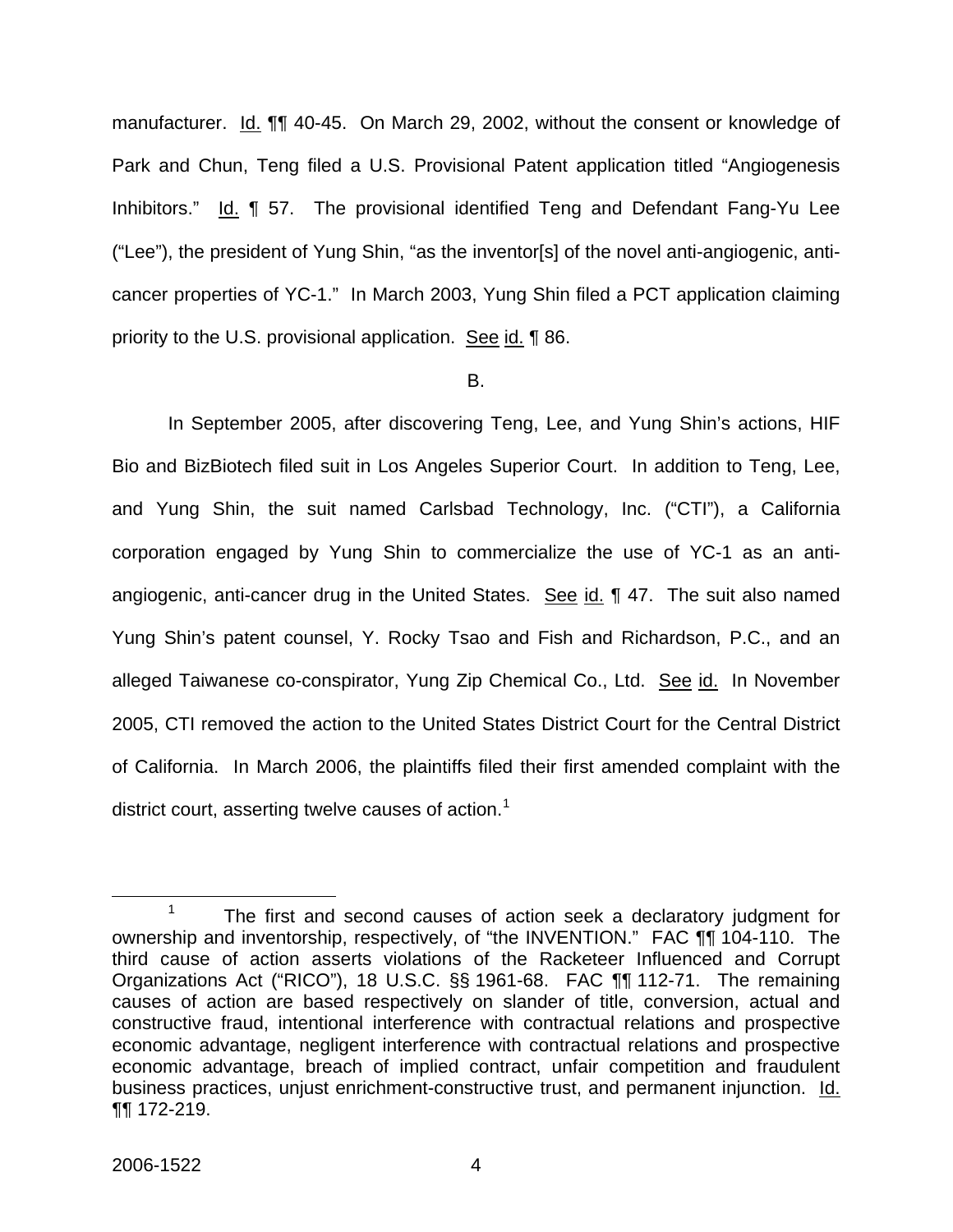manufacturer. Id. ¶¶ 40-45. On March 29, 2002, without the consent or knowledge of Park and Chun, Teng filed a U.S. Provisional Patent application titled "Angiogenesis Inhibitors." Id. ¶ 57. The provisional identified Teng and Defendant Fang-Yu Lee ("Lee"), the president of Yung Shin, "as the inventor[s] of the novel anti-angiogenic, anti-cancer properties of YC-1." In March 2003, Yung Shin filed a PCT application claiming priority to the U.S. provisional application. See id. ¶ 86.

B.

In September 2005, after discovering Teng, Lee, and Yung Shin's actions, HIF Bio and BizBiotech filed suit in Los Angeles Superior Court. In addition to Teng, Lee, and Yung Shin, the suit named Carlsbad Technology, Inc. ("CTI"), a California corporation engaged by Yung Shin to commercialize the use of YC-1 as an anti-angiogenic, anti-cancer drug in the United States. See id. ¶ 47. The suit also named Yung Shin's patent counsel, Y. Rocky Tsao and Fish and Richardson, P.C., and an alleged Taiwanese co-conspirator, Yung Zip Chemical Co., Ltd. See id. In November 2005, CTI removed the action to the United States District Court for the Central District of California. In March 2006, the plaintiffs filed their first amended complaint with the district court, asserting twelve causes of action.[1]

[1] The first and second causes of action seek a declaratory judgment for ownership and inventorship, respectively, of "the INVENTION." FAC ¶¶ 104-110. The third cause of action asserts violations of the Racketeer Influenced and Corrupt Organizations Act ("RICO"), 18 U.S.C. §§ 1961-68. FAC ¶¶ 112-71. The remaining causes of action are based respectively on slander of title, conversion, actual and constructive fraud, intentional interference with contractual relations and prospective economic advantage, negligent interference with contractual relations and prospective economic advantage, breach of implied contract, unfair competition and fraudulent business practices, unjust enrichment-constructive trust, and permanent injunction. Id. ¶¶ 172-219.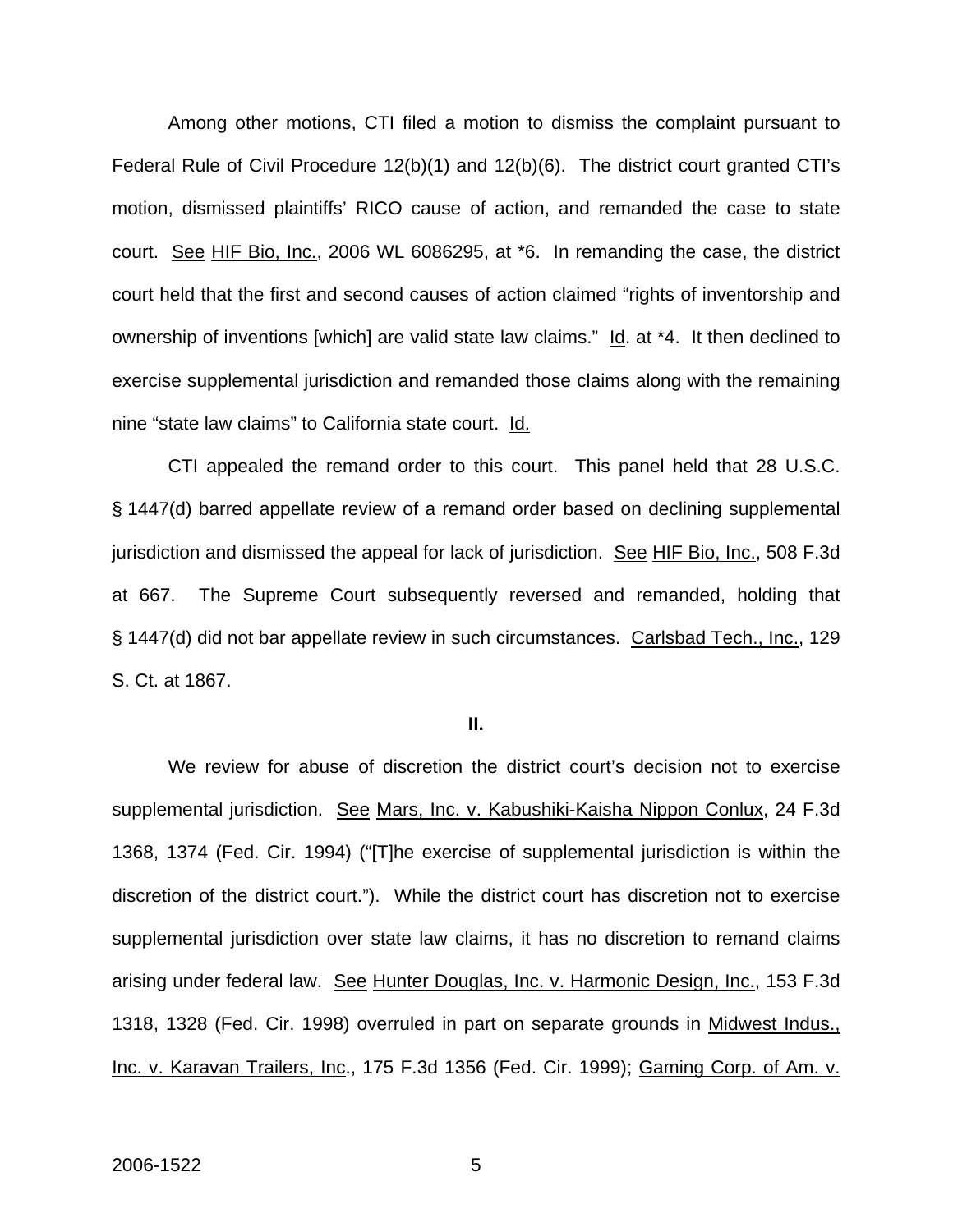Among other motions, CTI filed a motion to dismiss the complaint pursuant to Federal Rule of Civil Procedure 12(b)(1) and 12(b)(6). The district court granted CTI's motion, dismissed plaintiffs' RICO cause of action, and remanded the case to state court. See HIF Bio, Inc., 2006 WL 6086295, at *6. In remanding the case, the district court held that the first and second causes of action claimed "rights of inventorship and ownership of inventions [which] are valid state law claims." Id. at *4. It then declined to exercise supplemental jurisdiction and remanded those claims along with the remaining nine "state law claims" to California state court. Id.

CTI appealed the remand order to this court. This panel held that 28 U.S.C. § 1447(d) barred appellate review of a remand order based on declining supplemental jurisdiction and dismissed the appeal for lack of jurisdiction. See HIF Bio, Inc., 508 F.3d at 667. The Supreme Court subsequently reversed and remanded, holding that § 1447(d) did not bar appellate review in such circumstances. Carlsbad Tech., Inc., 129 S. Ct. at 1867.

**II.**

We review for abuse of discretion the district court's decision not to exercise supplemental jurisdiction. See Mars, Inc. v. Kabushiki-Kaisha Nippon Conlux, 24 F.3d 1368, 1374 (Fed. Cir. 1994) ("[T]he exercise of supplemental jurisdiction is within the discretion of the district court."). While the district court has discretion not to exercise supplemental jurisdiction over state law claims, it has no discretion to remand claims arising under federal law. See Hunter Douglas, Inc. v. Harmonic Design, Inc., 153 F.3d 1318, 1328 (Fed. Cir. 1998) overruled in part on separate grounds in Midwest Indus., Inc. v. Karavan Trailers, Inc., 175 F.3d 1356 (Fed. Cir. 1999); Gaming Corp. of Am. v.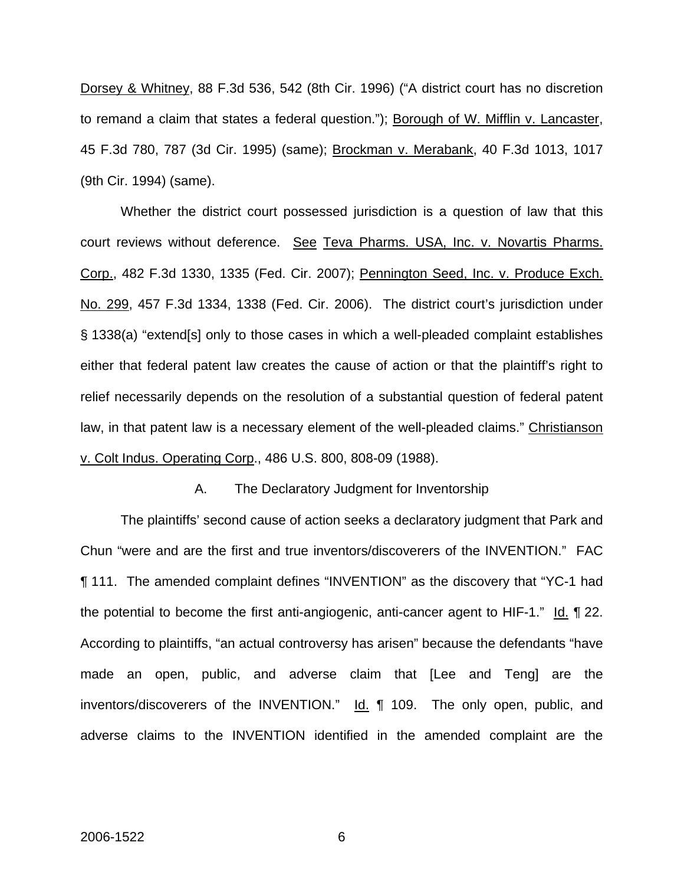Dorsey & Whitney, 88 F.3d 536, 542 (8th Cir. 1996) ("A district court has no discretion to remand a claim that states a federal question."); Borough of W. Mifflin v. Lancaster, 45 F.3d 780, 787 (3d Cir. 1995) (same); Brockman v. Merabank, 40 F.3d 1013, 1017 (9th Cir. 1994) (same).

Whether the district court possessed jurisdiction is a question of law that this court reviews without deference. See Teva Pharms. USA, Inc. v. Novartis Pharms. Corp., 482 F.3d 1330, 1335 (Fed. Cir. 2007); Pennington Seed, Inc. v. Produce Exch. No. 299, 457 F.3d 1334, 1338 (Fed. Cir. 2006). The district court's jurisdiction under § 1338(a) "extend[s] only to those cases in which a well-pleaded complaint establishes either that federal patent law creates the cause of action or that the plaintiff's right to relief necessarily depends on the resolution of a substantial question of federal patent law, in that patent law is a necessary element of the well-pleaded claims." Christianson v. Colt Indus. Operating Corp., 486 U.S. 800, 808-09 (1988).

### A. The Declaratory Judgment for Inventorship

The plaintiffs' second cause of action seeks a declaratory judgment that Park and Chun "were and are the first and true inventors/discoverers of the INVENTION." FAC ¶ 111. The amended complaint defines "INVENTION" as the discovery that "YC-1 had the potential to become the first anti-angiogenic, anti-cancer agent to HIF-1." Id. ¶ 22. According to plaintiffs, "an actual controversy has arisen" because the defendants "have made an open, public, and adverse claim that [Lee and Teng] are the inventors/discoverers of the INVENTION." Id. ¶ 109. The only open, public, and adverse claims to the INVENTION identified in the amended complaint are the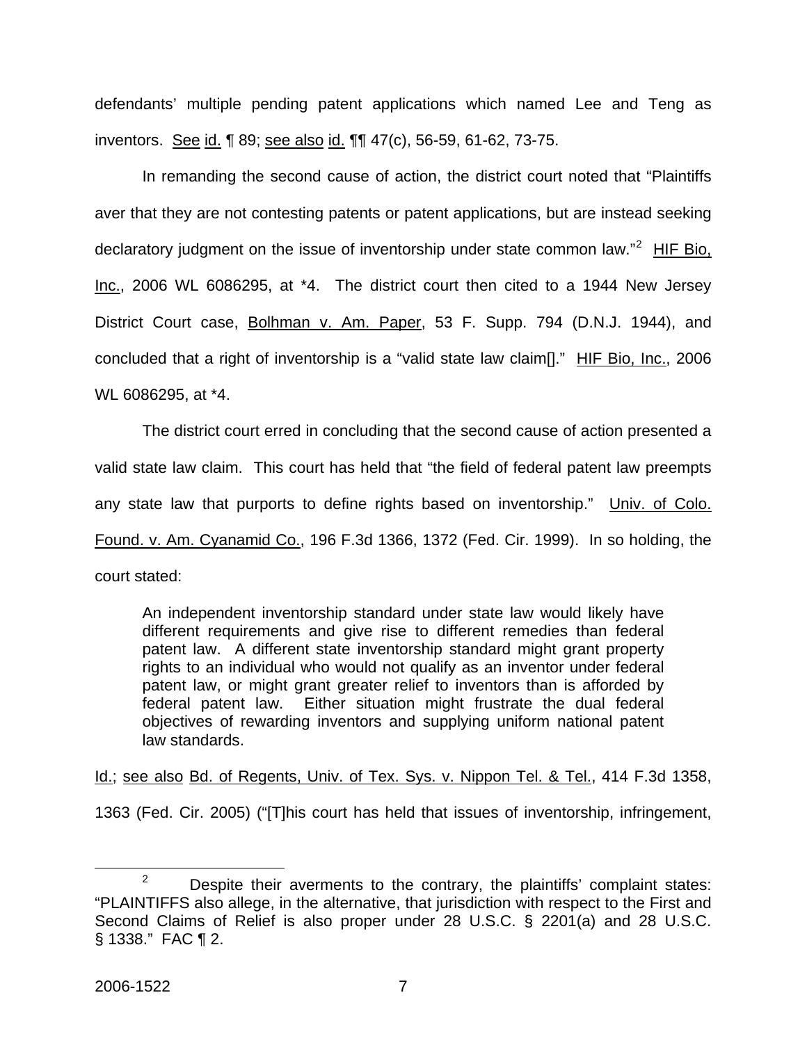defendants' multiple pending patent applications which named Lee and Teng as inventors. See id. ¶ 89; see also id. ¶¶ 47(c), 56-59, 61-62, 73-75.

In remanding the second cause of action, the district court noted that "Plaintiffs aver that they are not contesting patents or patent applications, but are instead seeking declaratory judgment on the issue of inventorship under state common law."[2] HIF Bio, Inc., 2006 WL 6086295, at *4. The district court then cited to a 1944 New Jersey District Court case, Bolhman v. Am. Paper, 53 F. Supp. 794 (D.N.J. 1944), and concluded that a right of inventorship is a "valid state law claim[]." HIF Bio, Inc., 2006 WL 6086295, at *4.

The district court erred in concluding that the second cause of action presented a valid state law claim. This court has held that "the field of federal patent law preempts any state law that purports to define rights based on inventorship." Univ. of Colo. Found. v. Am. Cyanamid Co., 196 F.3d 1366, 1372 (Fed. Cir. 1999). In so holding, the court stated:

> An independent inventorship standard under state law would likely have different requirements and give rise to different remedies than federal patent law. A different state inventorship standard might grant property rights to an individual who would not qualify as an inventor under federal patent law, or might grant greater relief to inventors than is afforded by federal patent law. Either situation might frustrate the dual federal objectives of rewarding inventors and supplying uniform national patent law standards.

Id.; see also Bd. of Regents, Univ. of Tex. Sys. v. Nippon Tel. & Tel., 414 F.3d 1358, 1363 (Fed. Cir. 2005) ("[T]his court has held that issues of inventorship, infringement,

---

[2] Despite their averments to the contrary, the plaintiffs' complaint states: "PLAINTIFFS also allege, in the alternative, that jurisdiction with respect to the First and Second Claims of Relief is also proper under 28 U.S.C. § 2201(a) and 28 U.S.C. § 1338." FAC ¶ 2.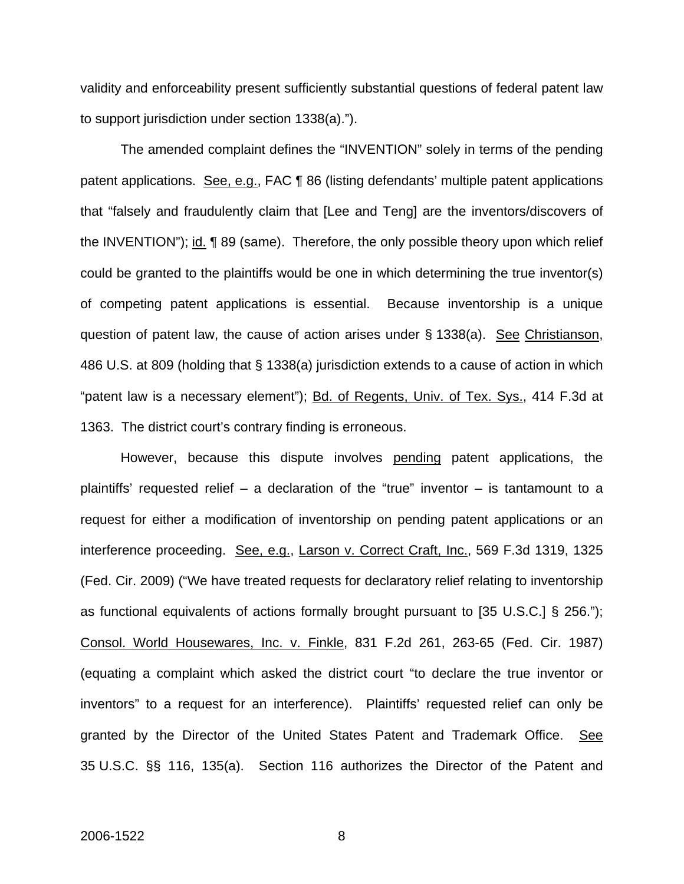validity and enforceability present sufficiently substantial questions of federal patent law to support jurisdiction under section 1338(a).").

The amended complaint defines the "INVENTION" solely in terms of the pending patent applications. See, e.g., FAC ¶ 86 (listing defendants' multiple patent applications that "falsely and fraudulently claim that [Lee and Teng] are the inventors/discovers of the INVENTION"); id. ¶ 89 (same). Therefore, the only possible theory upon which relief could be granted to the plaintiffs would be one in which determining the true inventor(s) of competing patent applications is essential. Because inventorship is a unique question of patent law, the cause of action arises under § 1338(a). See Christianson, 486 U.S. at 809 (holding that § 1338(a) jurisdiction extends to a cause of action in which "patent law is a necessary element"); Bd. of Regents, Univ. of Tex. Sys., 414 F.3d at 1363. The district court's contrary finding is erroneous.

However, because this dispute involves pending patent applications, the plaintiffs' requested relief – a declaration of the "true" inventor – is tantamount to a request for either a modification of inventorship on pending patent applications or an interference proceeding. See, e.g., Larson v. Correct Craft, Inc., 569 F.3d 1319, 1325 (Fed. Cir. 2009) ("We have treated requests for declaratory relief relating to inventorship as functional equivalents of actions formally brought pursuant to [35 U.S.C.] § 256."); Consol. World Housewares, Inc. v. Finkle, 831 F.2d 261, 263-65 (Fed. Cir. 1987) (equating a complaint which asked the district court "to declare the true inventor or inventors" to a request for an interference). Plaintiffs' requested relief can only be granted by the Director of the United States Patent and Trademark Office. See 35 U.S.C. §§ 116, 135(a). Section 116 authorizes the Director of the Patent and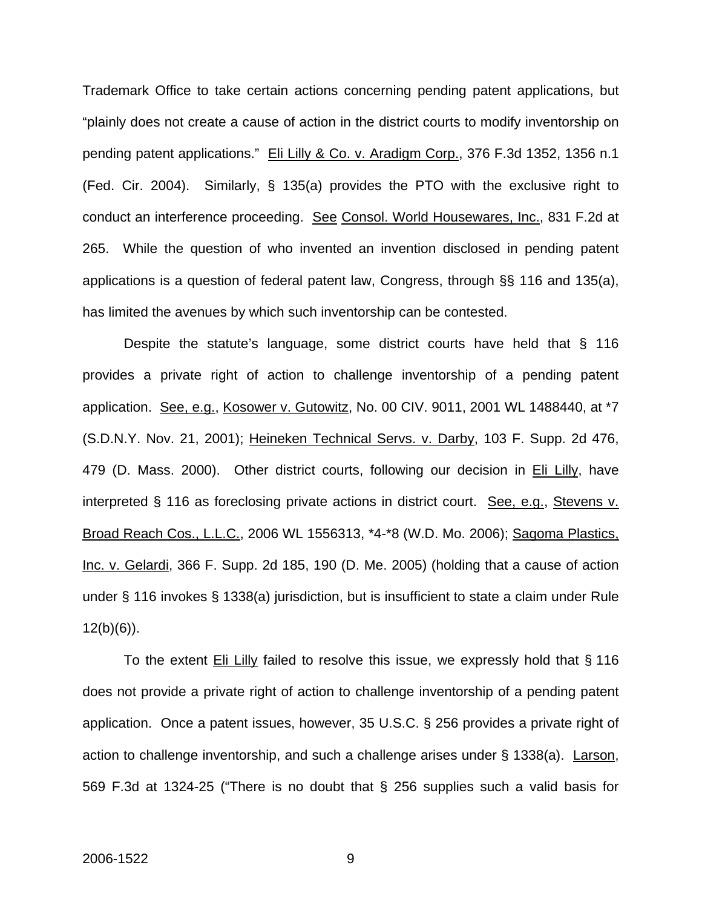Trademark Office to take certain actions concerning pending patent applications, but "plainly does not create a cause of action in the district courts to modify inventorship on pending patent applications." Eli Lilly & Co. v. Aradigm Corp., 376 F.3d 1352, 1356 n.1 (Fed. Cir. 2004). Similarly, § 135(a) provides the PTO with the exclusive right to conduct an interference proceeding. See Consol. World Housewares, Inc., 831 F.2d at 265. While the question of who invented an invention disclosed in pending patent applications is a question of federal patent law, Congress, through §§ 116 and 135(a), has limited the avenues by which such inventorship can be contested.

Despite the statute's language, some district courts have held that § 116 provides a private right of action to challenge inventorship of a pending patent application. See, e.g., Kosower v. Gutowitz, No. 00 CIV. 9011, 2001 WL 1488440, at *7 (S.D.N.Y. Nov. 21, 2001); Heineken Technical Servs. v. Darby, 103 F. Supp. 2d 476, 479 (D. Mass. 2000). Other district courts, following our decision in Eli Lilly, have interpreted § 116 as foreclosing private actions in district court. See, e.g., Stevens v. Broad Reach Cos., L.L.C., 2006 WL 1556313, *4-*8 (W.D. Mo. 2006); Sagoma Plastics, Inc. v. Gelardi, 366 F. Supp. 2d 185, 190 (D. Me. 2005) (holding that a cause of action under § 116 invokes § 1338(a) jurisdiction, but is insufficient to state a claim under Rule 12(b)(6)).

To the extent Eli Lilly failed to resolve this issue, we expressly hold that § 116 does not provide a private right of action to challenge inventorship of a pending patent application. Once a patent issues, however, 35 U.S.C. § 256 provides a private right of action to challenge inventorship, and such a challenge arises under § 1338(a). Larson, 569 F.3d at 1324-25 ("There is no doubt that § 256 supplies such a valid basis for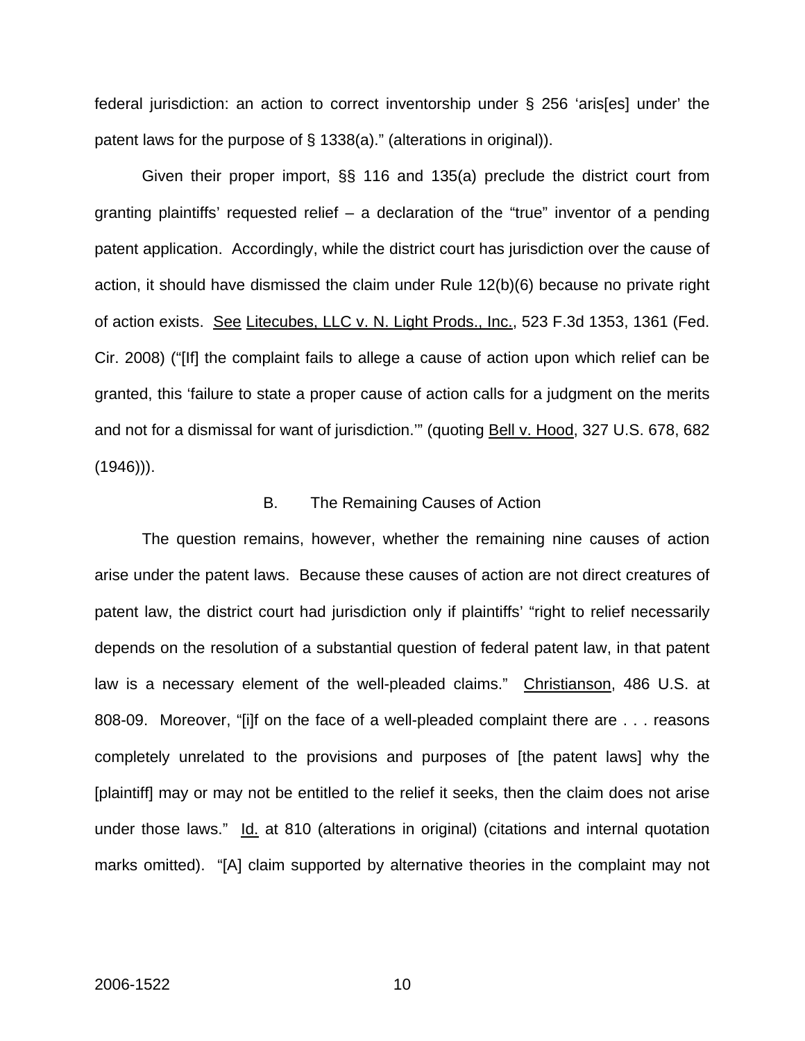federal jurisdiction: an action to correct inventorship under § 256 'aris[es] under' the patent laws for the purpose of § 1338(a)." (alterations in original)).

Given their proper import, §§ 116 and 135(a) preclude the district court from granting plaintiffs' requested relief – a declaration of the "true" inventor of a pending patent application. Accordingly, while the district court has jurisdiction over the cause of action, it should have dismissed the claim under Rule 12(b)(6) because no private right of action exists. See Litecubes, LLC v. N. Light Prods., Inc., 523 F.3d 1353, 1361 (Fed. Cir. 2008) ("[If] the complaint fails to allege a cause of action upon which relief can be granted, this 'failure to state a proper cause of action calls for a judgment on the merits and not for a dismissal for want of jurisdiction.'" (quoting Bell v. Hood, 327 U.S. 678, 682 (1946))).

### B. The Remaining Causes of Action

The question remains, however, whether the remaining nine causes of action arise under the patent laws. Because these causes of action are not direct creatures of patent law, the district court had jurisdiction only if plaintiffs' "right to relief necessarily depends on the resolution of a substantial question of federal patent law, in that patent law is a necessary element of the well-pleaded claims." Christianson, 486 U.S. at 808-09. Moreover, "[i]f on the face of a well-pleaded complaint there are . . . reasons completely unrelated to the provisions and purposes of [the patent laws] why the [plaintiff] may or may not be entitled to the relief it seeks, then the claim does not arise under those laws." Id. at 810 (alterations in original) (citations and internal quotation marks omitted). "[A] claim supported by alternative theories in the complaint may not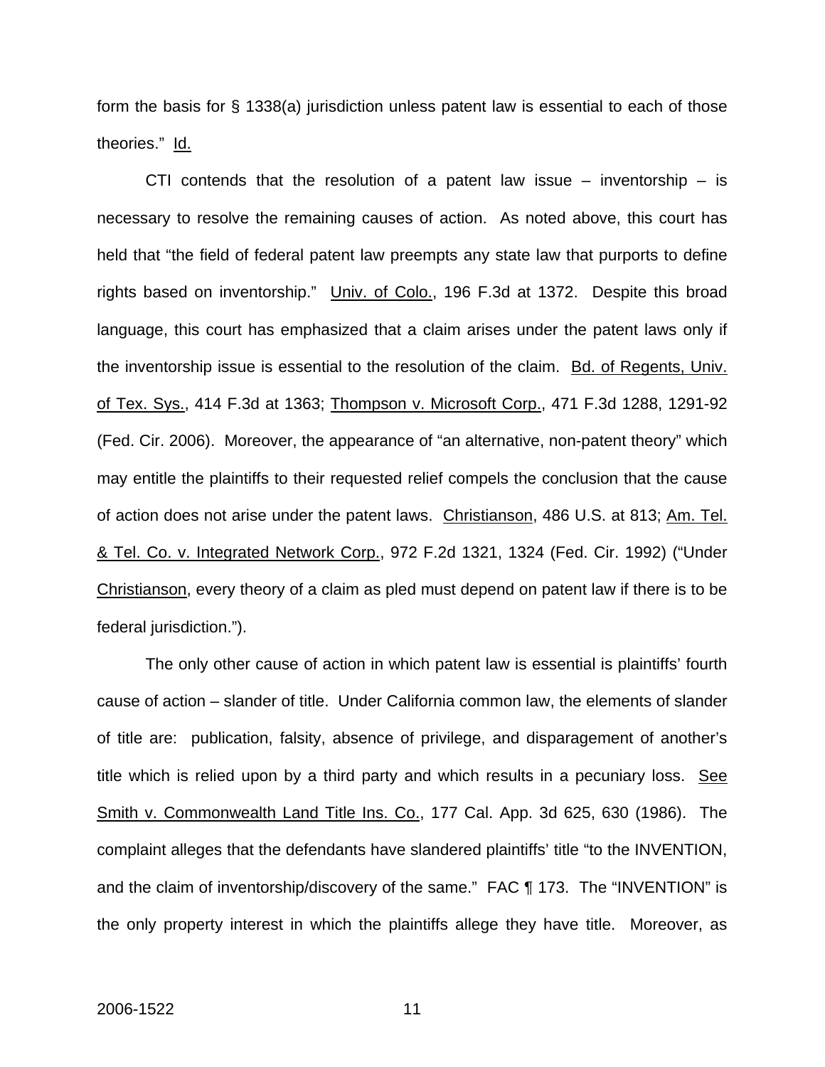form the basis for § 1338(a) jurisdiction unless patent law is essential to each of those theories." Id.

CTI contends that the resolution of a patent law issue – inventorship – is necessary to resolve the remaining causes of action. As noted above, this court has held that "the field of federal patent law preempts any state law that purports to define rights based on inventorship." Univ. of Colo., 196 F.3d at 1372. Despite this broad language, this court has emphasized that a claim arises under the patent laws only if the inventorship issue is essential to the resolution of the claim. Bd. of Regents, Univ. of Tex. Sys., 414 F.3d at 1363; Thompson v. Microsoft Corp., 471 F.3d 1288, 1291-92 (Fed. Cir. 2006). Moreover, the appearance of "an alternative, non-patent theory" which may entitle the plaintiffs to their requested relief compels the conclusion that the cause of action does not arise under the patent laws. Christianson, 486 U.S. at 813; Am. Tel. & Tel. Co. v. Integrated Network Corp., 972 F.2d 1321, 1324 (Fed. Cir. 1992) ("Under Christianson, every theory of a claim as pled must depend on patent law if there is to be federal jurisdiction.").

The only other cause of action in which patent law is essential is plaintiffs' fourth cause of action – slander of title. Under California common law, the elements of slander of title are: publication, falsity, absence of privilege, and disparagement of another's title which is relied upon by a third party and which results in a pecuniary loss. See Smith v. Commonwealth Land Title Ins. Co., 177 Cal. App. 3d 625, 630 (1986). The complaint alleges that the defendants have slandered plaintiffs' title "to the INVENTION, and the claim of inventorship/discovery of the same." FAC ¶ 173. The "INVENTION" is the only property interest in which the plaintiffs allege they have title. Moreover, as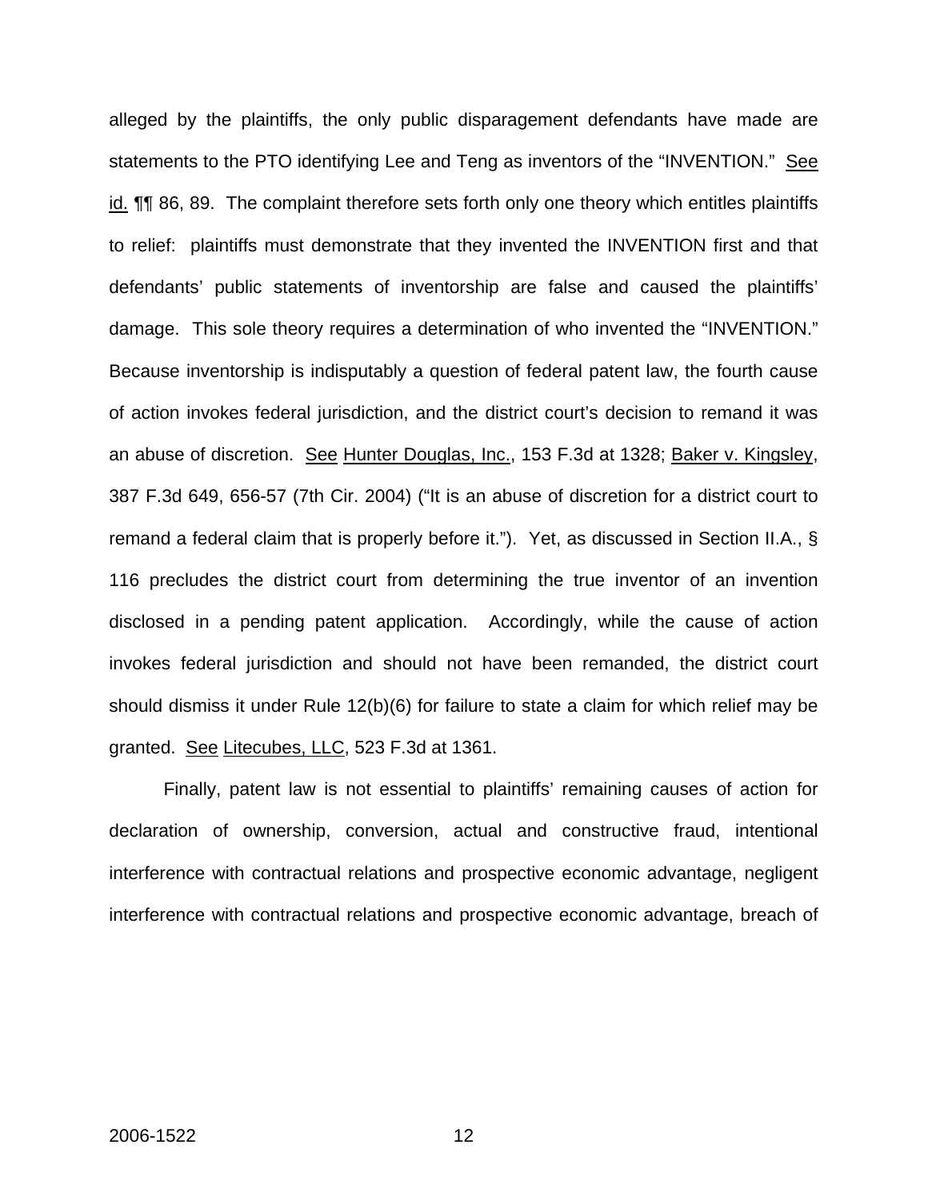alleged by the plaintiffs, the only public disparagement defendants have made are statements to the PTO identifying Lee and Teng as inventors of the "INVENTION." See id. ¶¶ 86, 89. The complaint therefore sets forth only one theory which entitles plaintiffs to relief: plaintiffs must demonstrate that they invented the INVENTION first and that defendants' public statements of inventorship are false and caused the plaintiffs' damage. This sole theory requires a determination of who invented the "INVENTION." Because inventorship is indisputably a question of federal patent law, the fourth cause of action invokes federal jurisdiction, and the district court's decision to remand it was an abuse of discretion. See Hunter Douglas, Inc., 153 F.3d at 1328; Baker v. Kingsley, 387 F.3d 649, 656-57 (7th Cir. 2004) ("It is an abuse of discretion for a district court to remand a federal claim that is properly before it."). Yet, as discussed in Section II.A., § 116 precludes the district court from determining the true inventor of an invention disclosed in a pending patent application. Accordingly, while the cause of action invokes federal jurisdiction and should not have been remanded, the district court should dismiss it under Rule 12(b)(6) for failure to state a claim for which relief may be granted. See Litecubes, LLC, 523 F.3d at 1361.

Finally, patent law is not essential to plaintiffs' remaining causes of action for declaration of ownership, conversion, actual and constructive fraud, intentional interference with contractual relations and prospective economic advantage, negligent interference with contractual relations and prospective economic advantage, breach of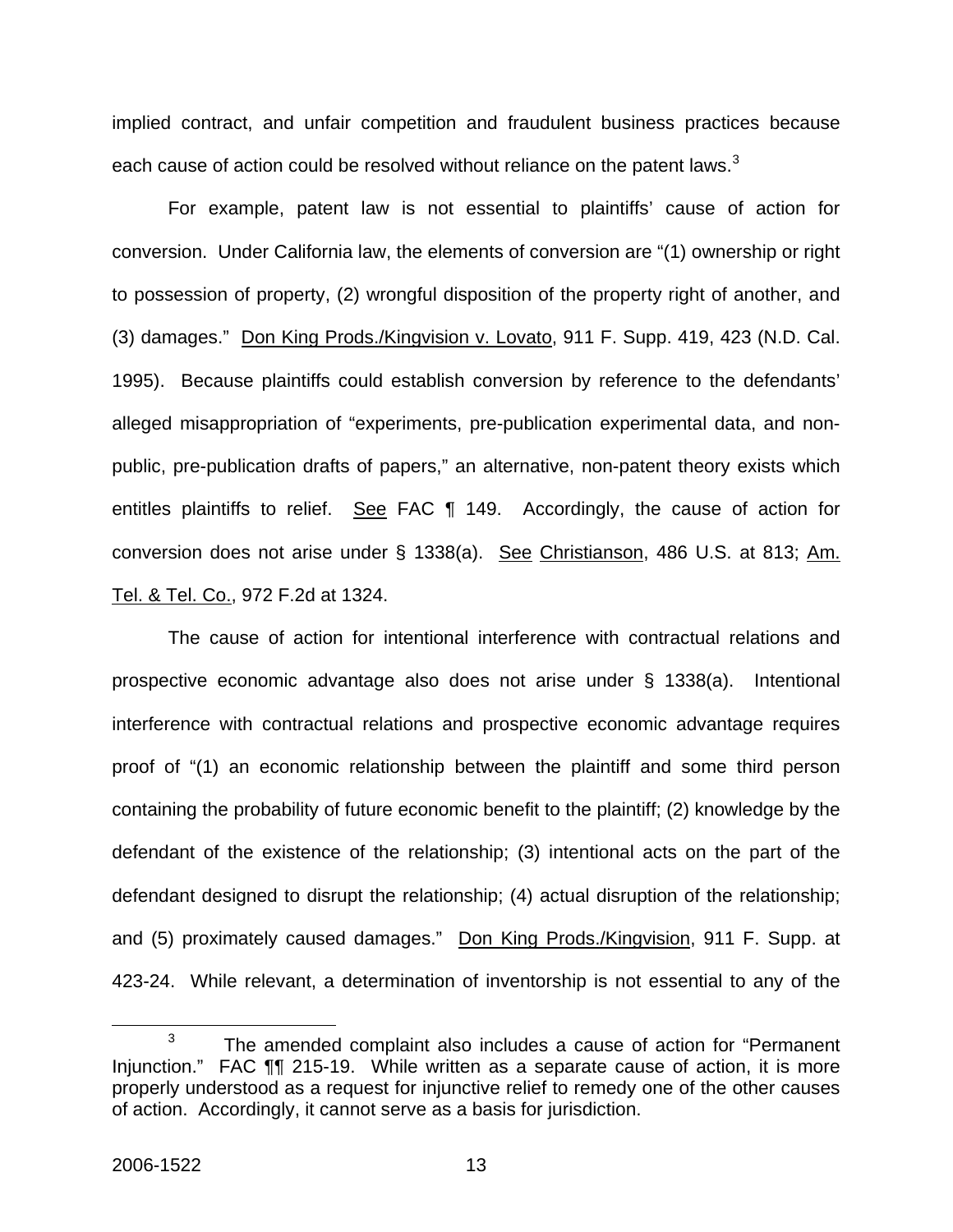implied contract, and unfair competition and fraudulent business practices because each cause of action could be resolved without reliance on the patent laws.[3]

For example, patent law is not essential to plaintiffs' cause of action for conversion. Under California law, the elements of conversion are "(1) ownership or right to possession of property, (2) wrongful disposition of the property right of another, and (3) damages." Don King Prods./Kingvision v. Lovato, 911 F. Supp. 419, 423 (N.D. Cal. 1995). Because plaintiffs could establish conversion by reference to the defendants' alleged misappropriation of "experiments, pre-publication experimental data, and non-public, pre-publication drafts of papers," an alternative, non-patent theory exists which entitles plaintiffs to relief. See FAC ¶ 149. Accordingly, the cause of action for conversion does not arise under § 1338(a). See Christianson, 486 U.S. at 813; Am. Tel. & Tel. Co., 972 F.2d at 1324.

The cause of action for intentional interference with contractual relations and prospective economic advantage also does not arise under § 1338(a). Intentional interference with contractual relations and prospective economic advantage requires proof of "(1) an economic relationship between the plaintiff and some third person containing the probability of future economic benefit to the plaintiff; (2) knowledge by the defendant of the existence of the relationship; (3) intentional acts on the part of the defendant designed to disrupt the relationship; (4) actual disruption of the relationship; and (5) proximately caused damages." Don King Prods./Kingvision, 911 F. Supp. at 423-24. While relevant, a determination of inventorship is not essential to any of the

[3] The amended complaint also includes a cause of action for "Permanent Injunction." FAC ¶¶ 215-19. While written as a separate cause of action, it is more properly understood as a request for injunctive relief to remedy one of the other causes of action. Accordingly, it cannot serve as a basis for jurisdiction.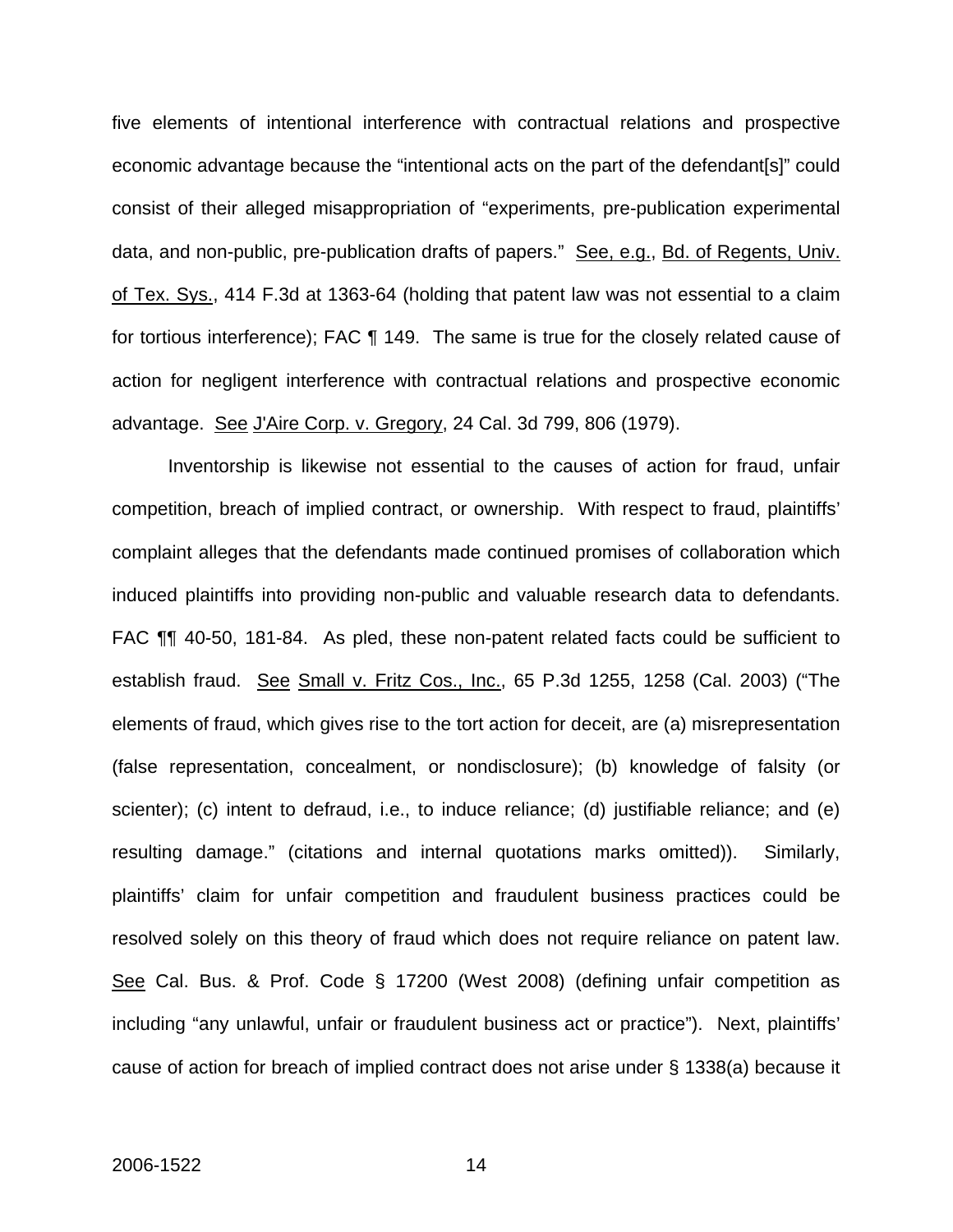five elements of intentional interference with contractual relations and prospective economic advantage because the "intentional acts on the part of the defendant[s]" could consist of their alleged misappropriation of "experiments, pre-publication experimental data, and non-public, pre-publication drafts of papers." See, e.g., Bd. of Regents, Univ. of Tex. Sys., 414 F.3d at 1363-64 (holding that patent law was not essential to a claim for tortious interference); FAC ¶ 149. The same is true for the closely related cause of action for negligent interference with contractual relations and prospective economic advantage. See J'Aire Corp. v. Gregory, 24 Cal. 3d 799, 806 (1979).

Inventorship is likewise not essential to the causes of action for fraud, unfair competition, breach of implied contract, or ownership. With respect to fraud, plaintiffs' complaint alleges that the defendants made continued promises of collaboration which induced plaintiffs into providing non-public and valuable research data to defendants. FAC ¶¶ 40-50, 181-84. As pled, these non-patent related facts could be sufficient to establish fraud. See Small v. Fritz Cos., Inc., 65 P.3d 1255, 1258 (Cal. 2003) ("The elements of fraud, which gives rise to the tort action for deceit, are (a) misrepresentation (false representation, concealment, or nondisclosure); (b) knowledge of falsity (or scienter); (c) intent to defraud, i.e., to induce reliance; (d) justifiable reliance; and (e) resulting damage." (citations and internal quotations marks omitted)). Similarly, plaintiffs' claim for unfair competition and fraudulent business practices could be resolved solely on this theory of fraud which does not require reliance on patent law. See Cal. Bus. & Prof. Code § 17200 (West 2008) (defining unfair competition as including "any unlawful, unfair or fraudulent business act or practice"). Next, plaintiffs' cause of action for breach of implied contract does not arise under § 1338(a) because it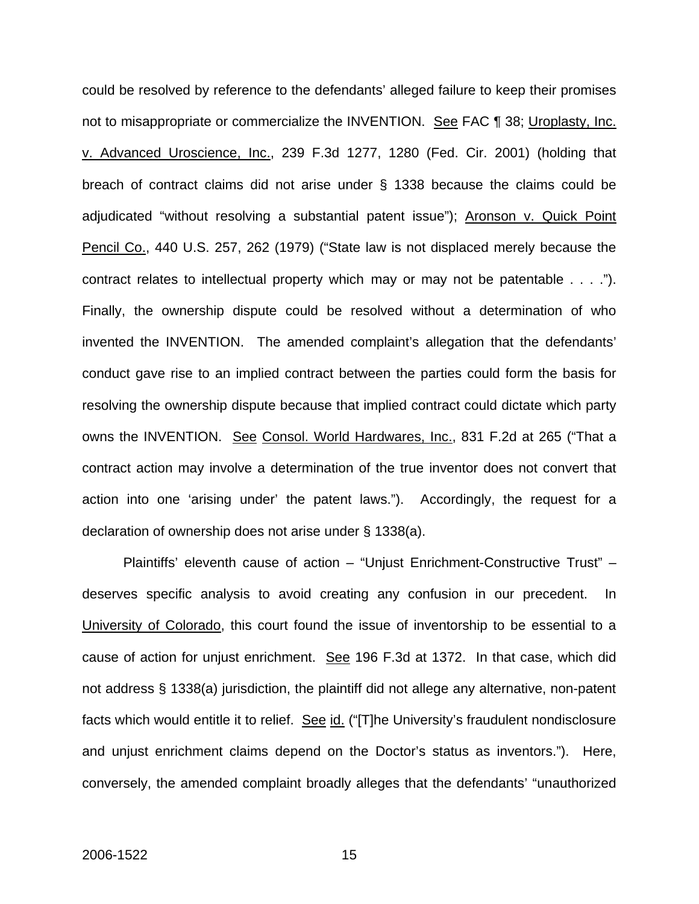could be resolved by reference to the defendants' alleged failure to keep their promises not to misappropriate or commercialize the INVENTION. See FAC ¶ 38; Uroplasty, Inc. v. Advanced Uroscience, Inc., 239 F.3d 1277, 1280 (Fed. Cir. 2001) (holding that breach of contract claims did not arise under § 1338 because the claims could be adjudicated "without resolving a substantial patent issue"); Aronson v. Quick Point Pencil Co., 440 U.S. 257, 262 (1979) ("State law is not displaced merely because the contract relates to intellectual property which may or may not be patentable . . . ."). Finally, the ownership dispute could be resolved without a determination of who invented the INVENTION. The amended complaint's allegation that the defendants' conduct gave rise to an implied contract between the parties could form the basis for resolving the ownership dispute because that implied contract could dictate which party owns the INVENTION. See Consol. World Hardwares, Inc., 831 F.2d at 265 ("That a contract action may involve a determination of the true inventor does not convert that action into one 'arising under' the patent laws."). Accordingly, the request for a declaration of ownership does not arise under § 1338(a).

Plaintiffs' eleventh cause of action – "Unjust Enrichment-Constructive Trust" – deserves specific analysis to avoid creating any confusion in our precedent. In University of Colorado, this court found the issue of inventorship to be essential to a cause of action for unjust enrichment. See 196 F.3d at 1372. In that case, which did not address § 1338(a) jurisdiction, the plaintiff did not allege any alternative, non-patent facts which would entitle it to relief. See id. ("[T]he University's fraudulent nondisclosure and unjust enrichment claims depend on the Doctor's status as inventors."). Here, conversely, the amended complaint broadly alleges that the defendants' "unauthorized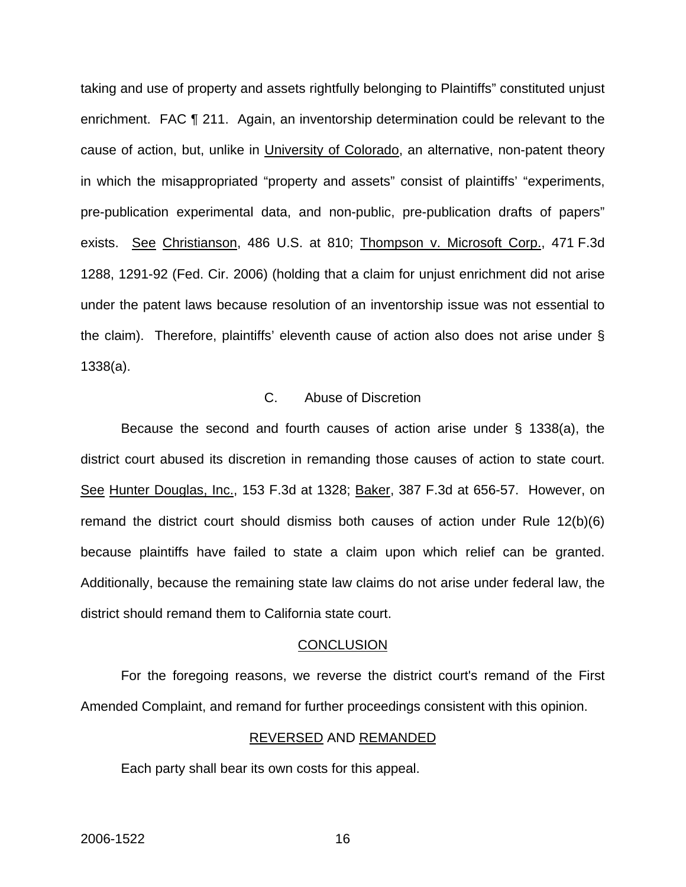taking and use of property and assets rightfully belonging to Plaintiffs" constituted unjust enrichment. FAC ¶ 211. Again, an inventorship determination could be relevant to the cause of action, but, unlike in University of Colorado, an alternative, non-patent theory in which the misappropriated "property and assets" consist of plaintiffs' "experiments, pre-publication experimental data, and non-public, pre-publication drafts of papers" exists. See Christianson, 486 U.S. at 810; Thompson v. Microsoft Corp., 471 F.3d 1288, 1291-92 (Fed. Cir. 2006) (holding that a claim for unjust enrichment did not arise under the patent laws because resolution of an inventorship issue was not essential to the claim). Therefore, plaintiffs' eleventh cause of action also does not arise under § 1338(a).

### C. Abuse of Discretion

Because the second and fourth causes of action arise under § 1338(a), the district court abused its discretion in remanding those causes of action to state court. See Hunter Douglas, Inc., 153 F.3d at 1328; Baker, 387 F.3d at 656-57. However, on remand the district court should dismiss both causes of action under Rule 12(b)(6) because plaintiffs have failed to state a claim upon which relief can be granted. Additionally, because the remaining state law claims do not arise under federal law, the district should remand them to California state court.

## CONCLUSION

For the foregoing reasons, we reverse the district court's remand of the First Amended Complaint, and remand for further proceedings consistent with this opinion.

## REVERSED AND REMANDED

Each party shall bear its own costs for this appeal.